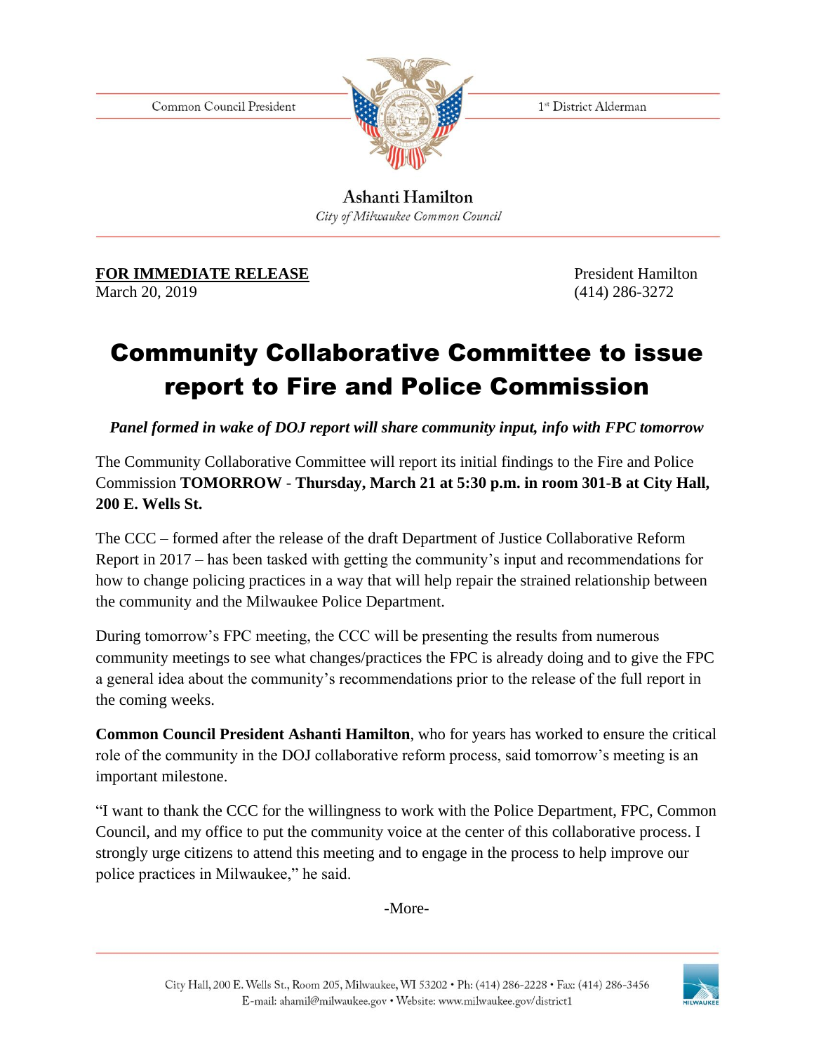Common Council President

1st District Alderman

**Ashanti Hamilton**
*City of Milwaukee Common Council*

**FOR IMMEDIATE RELEASE**
March 20, 2019

President Hamilton
(414) 286-3272

# Community Collaborative Committee to issue report to Fire and Police Commission

***Panel formed in wake of DOJ report will share community input, info with FPC tomorrow***

The Community Collaborative Committee will report its initial findings to the Fire and Police Commission **TOMORROW - Thursday, March 21 at 5:30 p.m. in room 301-B at City Hall, 200 E. Wells St.**

The CCC – formed after the release of the draft Department of Justice Collaborative Reform Report in 2017 – has been tasked with getting the community's input and recommendations for how to change policing practices in a way that will help repair the strained relationship between the community and the Milwaukee Police Department.

During tomorrow's FPC meeting, the CCC will be presenting the results from numerous community meetings to see what changes/practices the FPC is already doing and to give the FPC a general idea about the community's recommendations prior to the release of the full report in the coming weeks.

**Common Council President Ashanti Hamilton**, who for years has worked to ensure the critical role of the community in the DOJ collaborative reform process, said tomorrow's meeting is an important milestone.

"I want to thank the CCC for the willingness to work with the Police Department, FPC, Common Council, and my office to put the community voice at the center of this collaborative process. I strongly urge citizens to attend this meeting and to engage in the process to help improve our police practices in Milwaukee," he said.

-More-

City Hall, 200 E. Wells St., Room 205, Milwaukee, WI 53202 • Ph: (414) 286-2228 • Fax: (414) 286-3456
E-mail: ahamil@milwaukee.gov • Website: www.milwaukee.gov/district1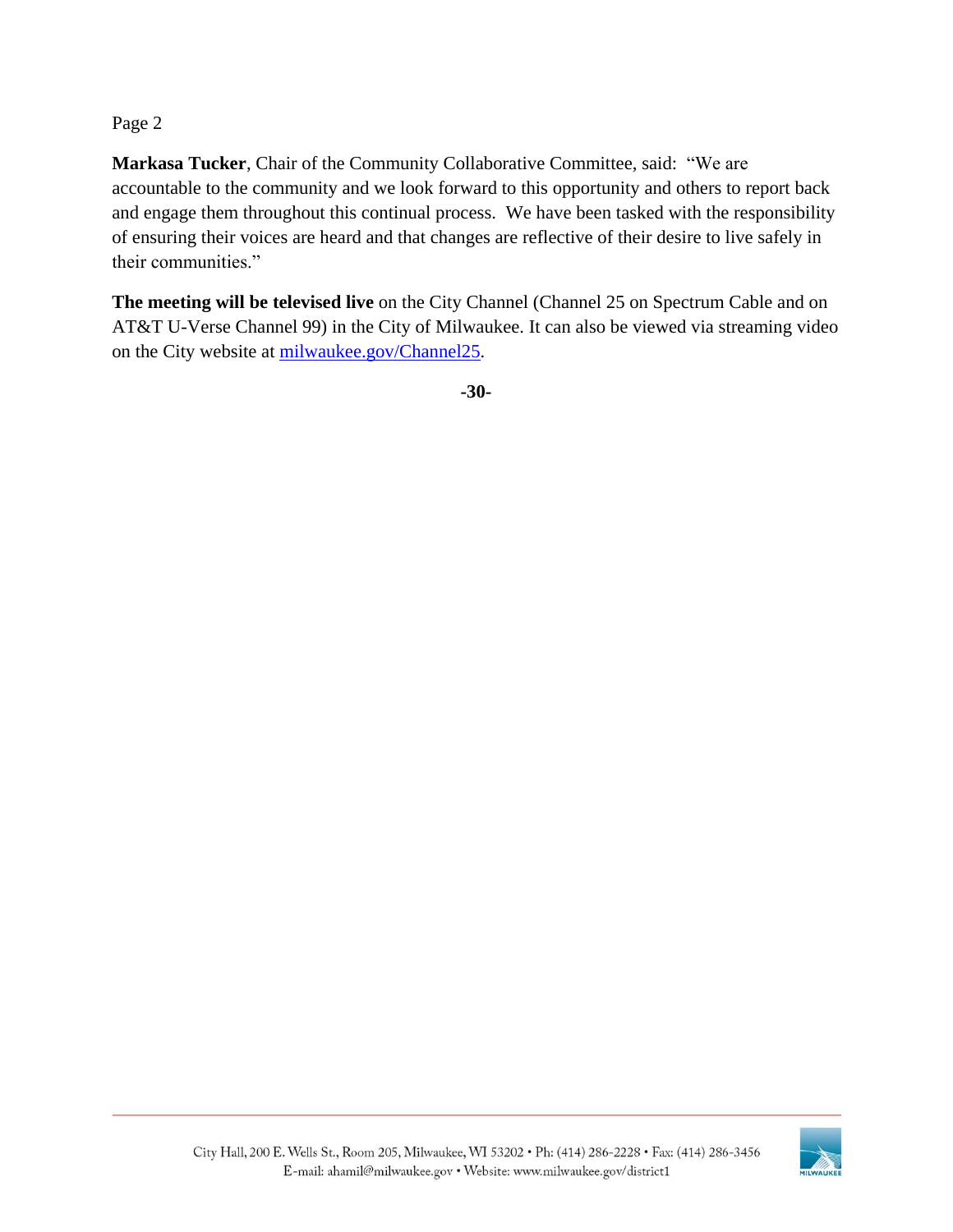**Markasa Tucker**, Chair of the Community Collaborative Committee, said: "We are accountable to the community and we look forward to this opportunity and others to report back and engage them throughout this continual process. We have been tasked with the responsibility of ensuring their voices are heard and that changes are reflective of their desire to live safely in their communities."

**The meeting will be televised live** on the City Channel (Channel 25 on Spectrum Cable and on AT&T U-Verse Channel 99) in the City of Milwaukee. It can also be viewed via streaming video on the City website at [milwaukee.gov/Channel25](milwaukee.gov/Channel25).

**-30-**